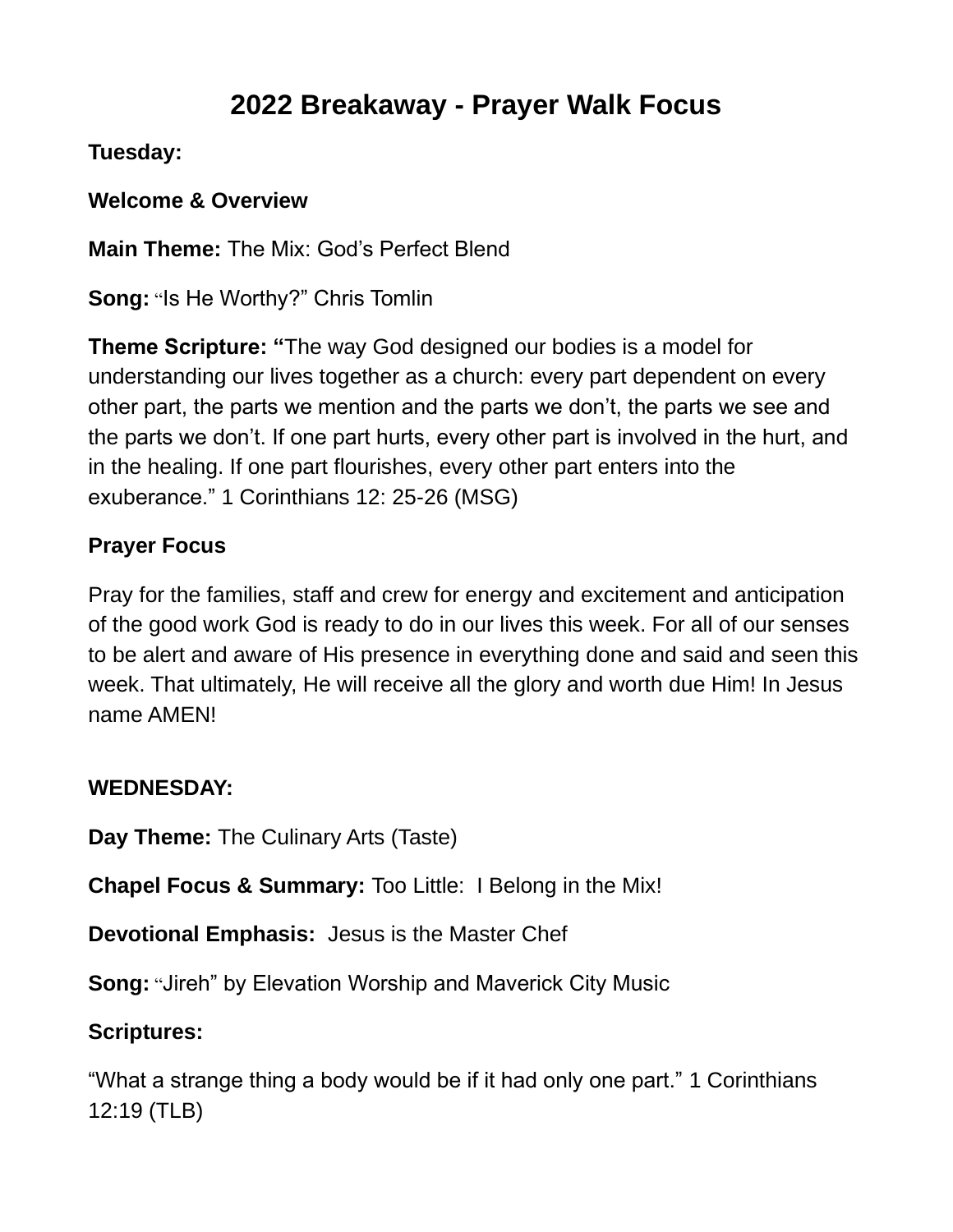# 2022 Breakaway - Prayer Walk Focus

**Tuesday:**

**Welcome & Overview**

**Main Theme:** The Mix: God's Perfect Blend

**Song:** "Is He Worthy?" Chris Tomlin

**Theme Scripture: "**The way God designed our bodies is a model for understanding our lives together as a church: every part dependent on every other part, the parts we mention and the parts we don't, the parts we see and the parts we don't. If one part hurts, every other part is involved in the hurt, and in the healing. If one part flourishes, every other part enters into the exuberance." 1 Corinthians 12: 25-26 (MSG)

**Prayer Focus**

Pray for the families, staff and crew for energy and excitement and anticipation of the good work God is ready to do in our lives this week. For all of our senses to be alert and aware of His presence in everything done and said and seen this week. That ultimately, He will receive all the glory and worth due Him! In Jesus name AMEN!

**WEDNESDAY:**

**Day Theme:** The Culinary Arts (Taste)

**Chapel Focus & Summary:** Too Little: I Belong in the Mix!

**Devotional Emphasis:** Jesus is the Master Chef

**Song:** "Jireh" by Elevation Worship and Maverick City Music

**Scriptures:**

"What a strange thing a body would be if it had only one part." 1 Corinthians 12:19 (TLB)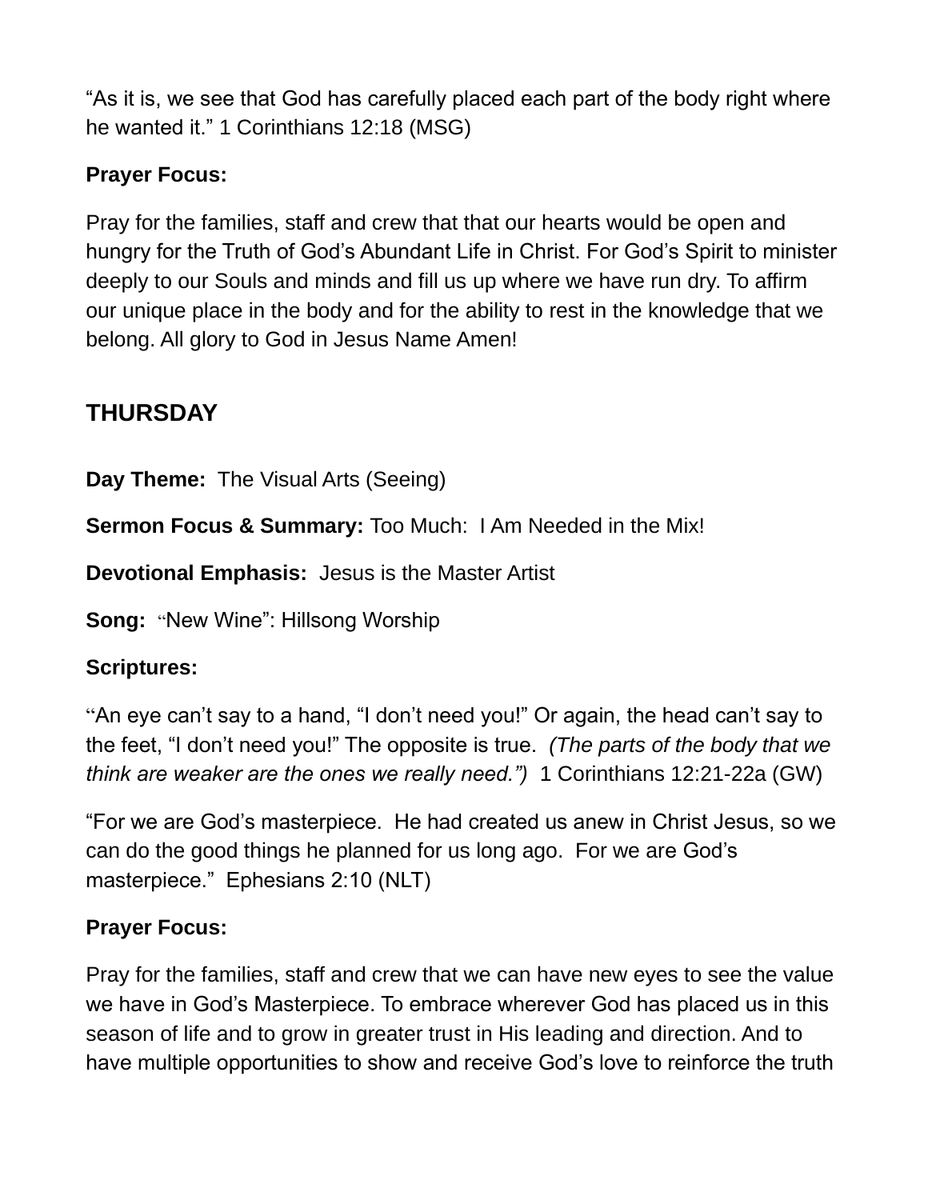"As it is, we see that God has carefully placed each part of the body right where he wanted it." 1 Corinthians 12:18 (MSG)

**Prayer Focus:**

Pray for the families, staff and crew that that our hearts would be open and hungry for the Truth of God's Abundant Life in Christ. For God's Spirit to minister deeply to our Souls and minds and fill us up where we have run dry. To affirm our unique place in the body and for the ability to rest in the knowledge that we belong. All glory to God in Jesus Name Amen!

## THURSDAY

**Day Theme:** The Visual Arts (Seeing)

**Sermon Focus & Summary:** Too Much: I Am Needed in the Mix!

**Devotional Emphasis:** Jesus is the Master Artist

**Song:** "New Wine": Hillsong Worship

**Scriptures:**

"An eye can't say to a hand, "I don't need you!" Or again, the head can't say to the feet, "I don't need you!" The opposite is true. *(The parts of the body that we think are weaker are the ones we really need.")* 1 Corinthians 12:21-22a (GW)

"For we are God's masterpiece. He had created us anew in Christ Jesus, so we can do the good things he planned for us long ago. For we are God's masterpiece." Ephesians 2:10 (NLT)

**Prayer Focus:**

Pray for the families, staff and crew that we can have new eyes to see the value we have in God's Masterpiece. To embrace wherever God has placed us in this season of life and to grow in greater trust in His leading and direction. And to have multiple opportunities to show and receive God's love to reinforce the truth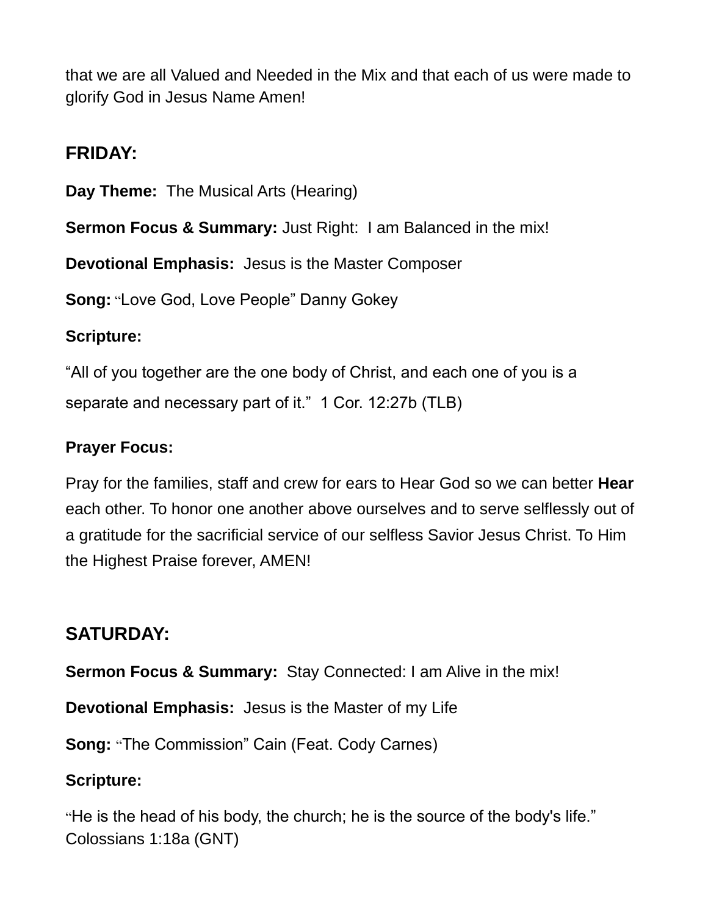that we are all Valued and Needed in the Mix and that each of us were made to glorify God in Jesus Name Amen!

## FRIDAY:

**Day Theme:** The Musical Arts (Hearing)

**Sermon Focus & Summary:** Just Right: I am Balanced in the mix!

**Devotional Emphasis:** Jesus is the Master Composer

**Song:** "Love God, Love People" Danny Gokey

**Scripture:**

"All of you together are the one body of Christ, and each one of you is a separate and necessary part of it." 1 Cor. 12:27b (TLB)

**Prayer Focus:**

Pray for the families, staff and crew for ears to Hear God so we can better **Hear** each other. To honor one another above ourselves and to serve selflessly out of a gratitude for the sacrificial service of our selfless Savior Jesus Christ. To Him the Highest Praise forever, AMEN!

## SATURDAY:

**Sermon Focus & Summary:** Stay Connected: I am Alive in the mix!

**Devotional Emphasis:** Jesus is the Master of my Life

**Song:** "The Commission" Cain (Feat. Cody Carnes)

**Scripture:**

"He is the head of his body, the church; he is the source of the body's life." Colossians 1:18a (GNT)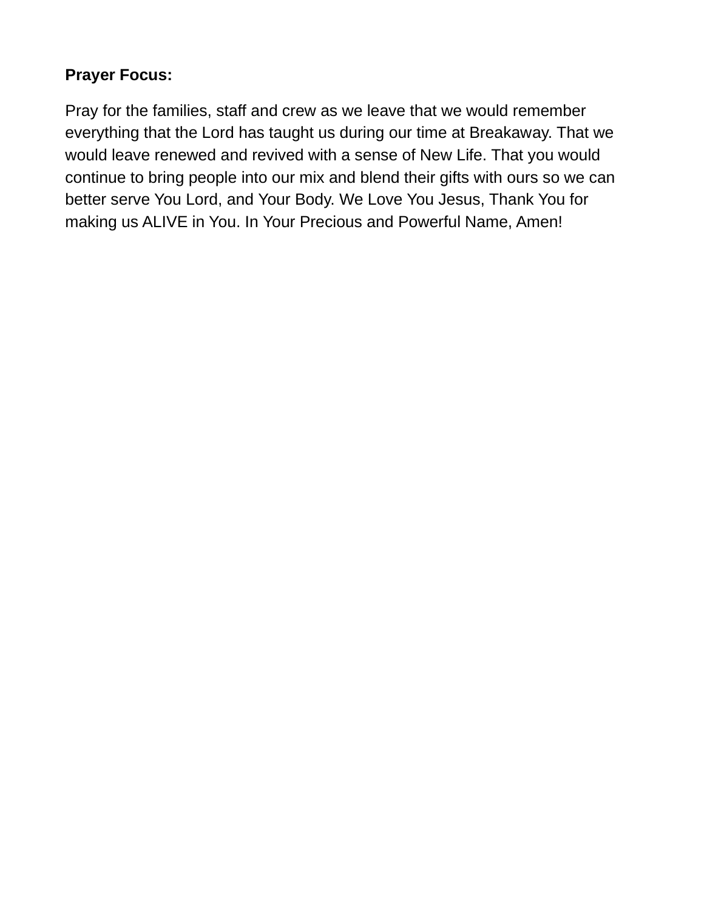**Prayer Focus:**

Pray for the families, staff and crew as we leave that we would remember everything that the Lord has taught us during our time at Breakaway. That we would leave renewed and revived with a sense of New Life. That you would continue to bring people into our mix and blend their gifts with ours so we can better serve You Lord, and Your Body. We Love You Jesus, Thank You for making us ALIVE in You. In Your Precious and Powerful Name, Amen!